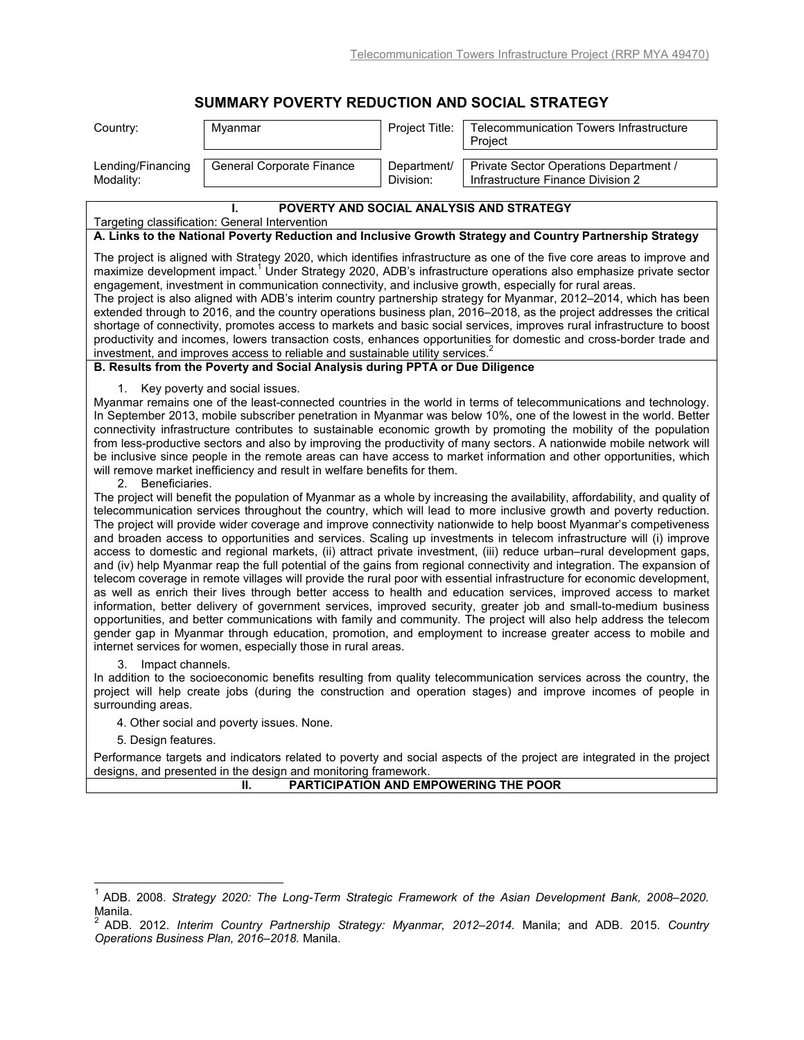# SUMMARY POVERTY REDUCTION AND SOCIAL STRATEGY

| Country: | Myanmar | Project Title: | Telecommunication Towers Infrastructure Project |
|---|---|---|---|
| Lending/Financing Modality: | General Corporate Finance | Department/ Division: | Private Sector Operations Department / Infrastructure Finance Division 2 |

## I. POVERTY AND SOCIAL ANALYSIS AND STRATEGY

Targeting classification: General Intervention

### A. Links to the National Poverty Reduction and Inclusive Growth Strategy and Country Partnership Strategy

The project is aligned with Strategy 2020, which identifies infrastructure as one of the five core areas to improve and maximize development impact.[1] Under Strategy 2020, ADB's infrastructure operations also emphasize private sector engagement, investment in communication connectivity, and inclusive growth, especially for rural areas.

The project is also aligned with ADB's interim country partnership strategy for Myanmar, 2012–2014, which has been extended through to 2016, and the country operations business plan, 2016–2018, as the project addresses the critical shortage of connectivity, promotes access to markets and basic social services, improves rural infrastructure to boost productivity and incomes, lowers transaction costs, enhances opportunities for domestic and cross-border trade and investment, and improves access to reliable and sustainable utility services.[2]

### B. Results from the Poverty and Social Analysis during PPTA or Due Diligence

1. Key poverty and social issues.

Myanmar remains one of the least-connected countries in the world in terms of telecommunications and technology. In September 2013, mobile subscriber penetration in Myanmar was below 10%, one of the lowest in the world. Better connectivity infrastructure contributes to sustainable economic growth by promoting the mobility of the population from less-productive sectors and also by improving the productivity of many sectors. A nationwide mobile network will be inclusive since people in the remote areas can have access to market information and other opportunities, which will remove market inefficiency and result in welfare benefits for them.

2. Beneficiaries.

The project will benefit the population of Myanmar as a whole by increasing the availability, affordability, and quality of telecommunication services throughout the country, which will lead to more inclusive growth and poverty reduction. The project will provide wider coverage and improve connectivity nationwide to help boost Myanmar's competiveness and broaden access to opportunities and services. Scaling up investments in telecom infrastructure will (i) improve access to domestic and regional markets, (ii) attract private investment, (iii) reduce urban–rural development gaps, and (iv) help Myanmar reap the full potential of the gains from regional connectivity and integration. The expansion of telecom coverage in remote villages will provide the rural poor with essential infrastructure for economic development, as well as enrich their lives through better access to health and education services, improved access to market information, better delivery of government services, improved security, greater job and small-to-medium business opportunities, and better communications with family and community. The project will also help address the telecom gender gap in Myanmar through education, promotion, and employment to increase greater access to mobile and internet services for women, especially those in rural areas.

3. Impact channels.

In addition to the socioeconomic benefits resulting from quality telecommunication services across the country, the project will help create jobs (during the construction and operation stages) and improve incomes of people in surrounding areas.

4. Other social and poverty issues. None.

5. Design features.

Performance targets and indicators related to poverty and social aspects of the project are integrated in the project designs, and presented in the design and monitoring framework.

## II. PARTICIPATION AND EMPOWERING THE POOR

---

[1] ADB. 2008. *Strategy 2020: The Long-Term Strategic Framework of the Asian Development Bank, 2008–2020.* Manila.

[2] ADB. 2012. *Interim Country Partnership Strategy: Myanmar, 2012–2014.* Manila; and ADB. 2015. *Country Operations Business Plan, 2016–2018.* Manila.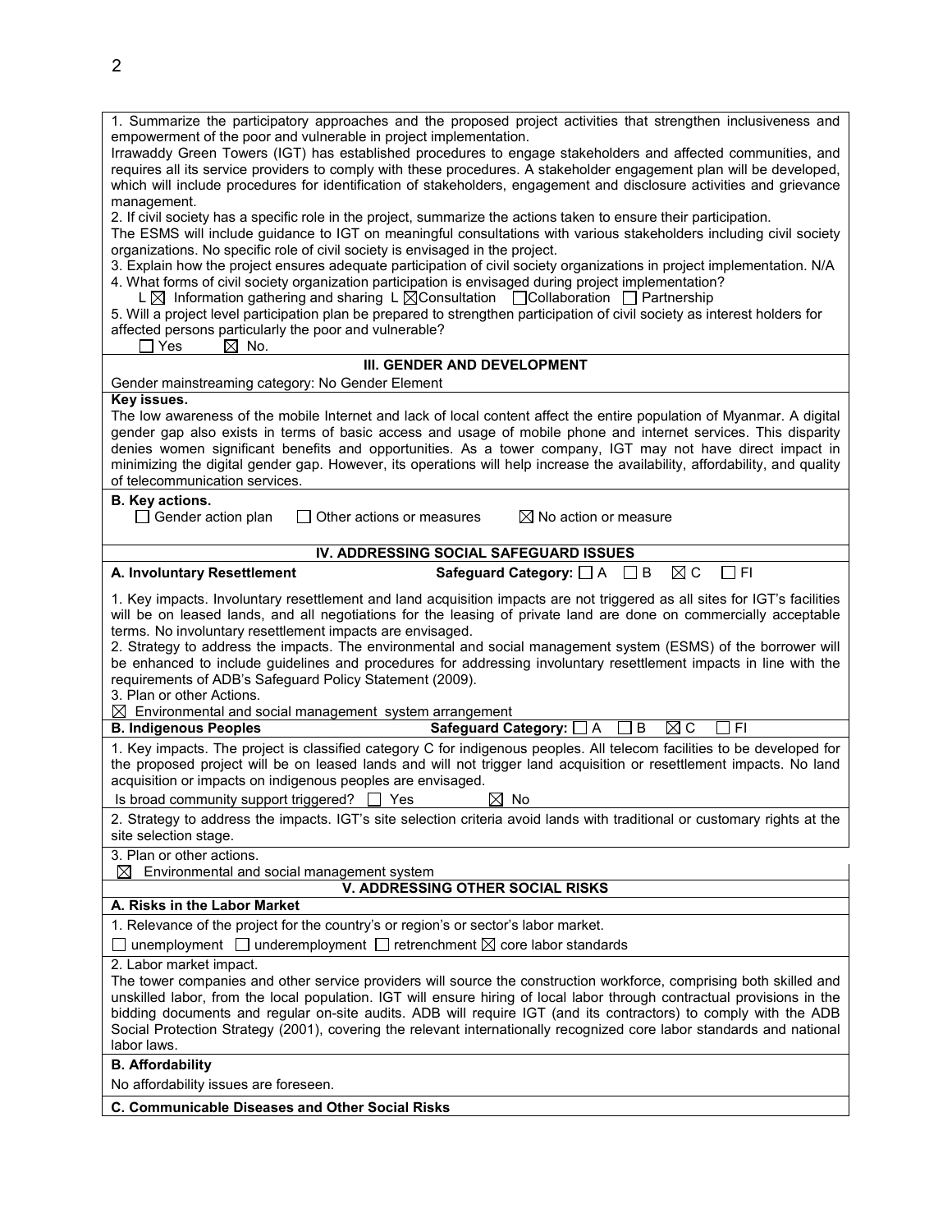1. Summarize the participatory approaches and the proposed project activities that strengthen inclusiveness and empowerment of the poor and vulnerable in project implementation.
Irrawaddy Green Towers (IGT) has established procedures to engage stakeholders and affected communities, and requires all its service providers to comply with these procedures. A stakeholder engagement plan will be developed, which will include procedures for identification of stakeholders, engagement and disclosure activities and grievance management.

2. If civil society has a specific role in the project, summarize the actions taken to ensure their participation.
The ESMS will include guidance to IGT on meaningful consultations with various stakeholders including civil society organizations. No specific role of civil society is envisaged in the project.

3. Explain how the project ensures adequate participation of civil society organizations in project implementation. N/A

4. What forms of civil society organization participation is envisaged during project implementation?
L ☒ Information gathering and sharing L ☒Consultation ☐Collaboration ☐ Partnership

5. Will a project level participation plan be prepared to strengthen participation of civil society as interest holders for affected persons particularly the poor and vulnerable?
☐ Yes ☒ No.

## III. GENDER AND DEVELOPMENT

Gender mainstreaming category: No Gender Element

**Key issues.**
The low awareness of the mobile Internet and lack of local content affect the entire population of Myanmar. A digital gender gap also exists in terms of basic access and usage of mobile phone and internet services. This disparity denies women significant benefits and opportunities. As a tower company, IGT may not have direct impact in minimizing the digital gender gap. However, its operations will help increase the availability, affordability, and quality of telecommunication services.

**B. Key actions.**
☐ Gender action plan ☐ Other actions or measures ☒ No action or measure

## IV. ADDRESSING SOCIAL SAFEGUARD ISSUES

**A. Involuntary Resettlement** **Safeguard Category:** ☐ A ☐ B ☒ C ☐ FI

1. Key impacts. Involuntary resettlement and land acquisition impacts are not triggered as all sites for IGT's facilities will be on leased lands, and all negotiations for the leasing of private land are done on commercially acceptable terms. No involuntary resettlement impacts are envisaged.
2. Strategy to address the impacts. The environmental and social management system (ESMS) of the borrower will be enhanced to include guidelines and procedures for addressing involuntary resettlement impacts in line with the requirements of ADB's Safeguard Policy Statement (2009).
3. Plan or other Actions.
☒ Environmental and social management system arrangement

**B. Indigenous Peoples** **Safeguard Category:** ☐ A ☐ B ☒ C ☐ FI

1. Key impacts. The project is classified category C for indigenous peoples. All telecom facilities to be developed for the proposed project will be on leased lands and will not trigger land acquisition or resettlement impacts. No land acquisition or impacts on indigenous peoples are envisaged.
Is broad community support triggered? ☐ Yes ☒ No

2. Strategy to address the impacts. IGT's site selection criteria avoid lands with traditional or customary rights at the site selection stage.

3. Plan or other actions.
☒ Environmental and social management system

## V. ADDRESSING OTHER SOCIAL RISKS

**A. Risks in the Labor Market**

1. Relevance of the project for the country's or region's or sector's labor market.
☐ unemployment ☐ underemployment ☐ retrenchment ☒ core labor standards

2. Labor market impact.
The tower companies and other service providers will source the construction workforce, comprising both skilled and unskilled labor, from the local population. IGT will ensure hiring of local labor through contractual provisions in the bidding documents and regular on-site audits. ADB will require IGT (and its contractors) to comply with the ADB Social Protection Strategy (2001), covering the relevant internationally recognized core labor standards and national labor laws.

**B. Affordability**

No affordability issues are foreseen.

**C. Communicable Diseases and Other Social Risks**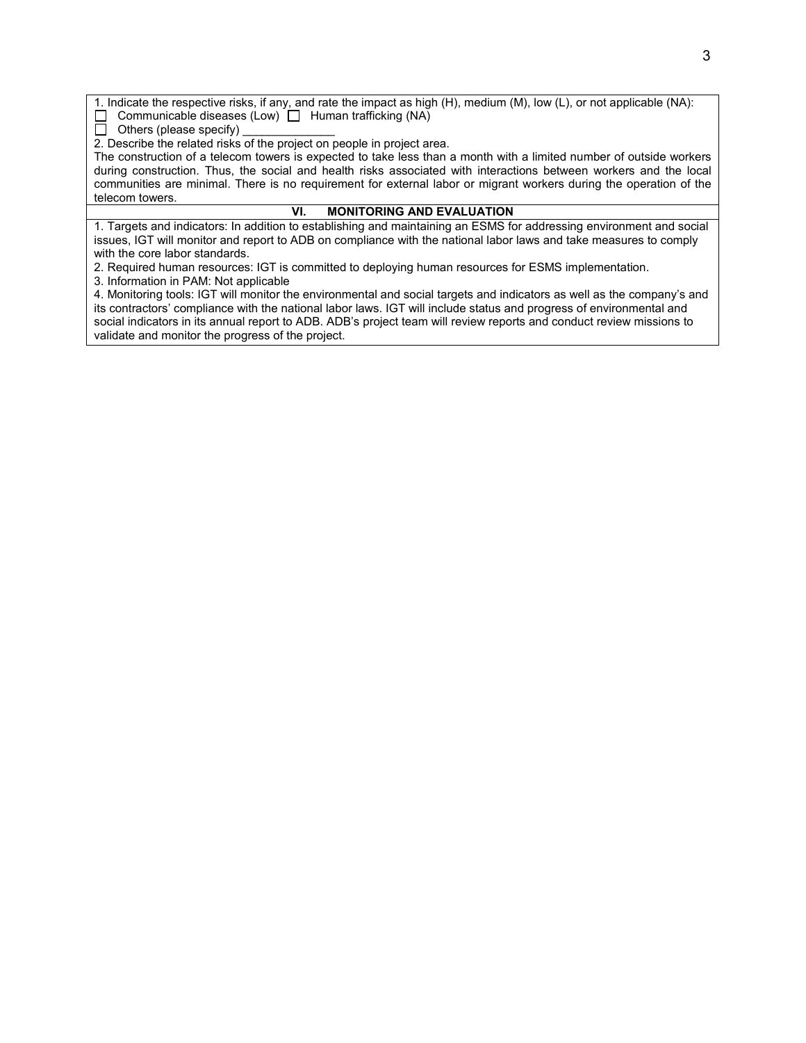1. Indicate the respective risks, if any, and rate the impact as high (H), medium (M), low (L), or not applicable (NA):

☐ Communicable diseases (Low) ☐ Human trafficking (NA)

☐ Others (please specify) ______________

2. Describe the related risks of the project on people in project area.

The construction of a telecom towers is expected to take less than a month with a limited number of outside workers during construction. Thus, the social and health risks associated with interactions between workers and the local communities are minimal. There is no requirement for external labor or migrant workers during the operation of the telecom towers.

## VI. MONITORING AND EVALUATION

1. Targets and indicators: In addition to establishing and maintaining an ESMS for addressing environment and social issues, IGT will monitor and report to ADB on compliance with the national labor laws and take measures to comply with the core labor standards.
2. Required human resources: IGT is committed to deploying human resources for ESMS implementation.
3. Information in PAM: Not applicable
4. Monitoring tools: IGT will monitor the environmental and social targets and indicators as well as the company's and its contractors' compliance with the national labor laws. IGT will include status and progress of environmental and social indicators in its annual report to ADB. ADB's project team will review reports and conduct review missions to validate and monitor the progress of the project.